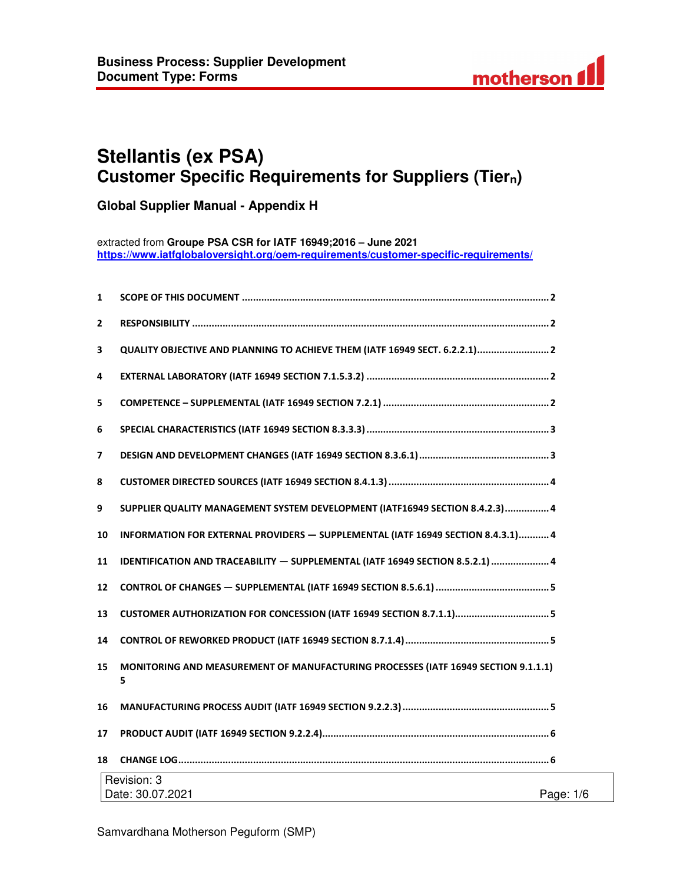# Stellantis (ex PSA)
## Customer Specific Requirements for Suppliers (Tier$_n$)

### Global Supplier Manual - Appendix H

extracted from **Groupe PSA CSR for IATF 16949;2016 – June 2021**
**https://www.iatfglobaloversight.org/oem-requirements/customer-specific-requirements/**

1 SCOPE OF THIS DOCUMENT ........ 2

2 RESPONSIBILITY ........ 2

3 QUALITY OBJECTIVE AND PLANNING TO ACHIEVE THEM (IATF 16949 SECT. 6.2.2.1) ........ 2

4 EXTERNAL LABORATORY (IATF 16949 SECTION 7.1.5.3.2) ........ 2

5 COMPETENCE – SUPPLEMENTAL (IATF 16949 SECTION 7.2.1) ........ 2

6 SPECIAL CHARACTERISTICS (IATF 16949 SECTION 8.3.3.3) ........ 3

7 DESIGN AND DEVELOPMENT CHANGES (IATF 16949 SECTION 8.3.6.1) ........ 3

8 CUSTOMER DIRECTED SOURCES (IATF 16949 SECTION 8.4.1.3) ........ 4

9 SUPPLIER QUALITY MANAGEMENT SYSTEM DEVELOPMENT (IATF16949 SECTION 8.4.2.3) ........ 4

10 INFORMATION FOR EXTERNAL PROVIDERS — SUPPLEMENTAL (IATF 16949 SECTION 8.4.3.1) ........ 4

11 IDENTIFICATION AND TRACEABILITY — SUPPLEMENTAL (IATF 16949 SECTION 8.5.2.1) ........ 4

12 CONTROL OF CHANGES — SUPPLEMENTAL (IATF 16949 SECTION 8.5.6.1) ........ 5

13 CUSTOMER AUTHORIZATION FOR CONCESSION (IATF 16949 SECTION 8.7.1.1) ........ 5

14 CONTROL OF REWORKED PRODUCT (IATF 16949 SECTION 8.7.1.4) ........ 5

15 MONITORING AND MEASUREMENT OF MANUFACTURING PROCESSES (IATF 16949 SECTION 9.1.1.1) 5

16 MANUFACTURING PROCESS AUDIT (IATF 16949 SECTION 9.2.2.3) ........ 5

17 PRODUCT AUDIT (IATF 16949 SECTION 9.2.2.4) ........ 6

18 CHANGE LOG ........ 6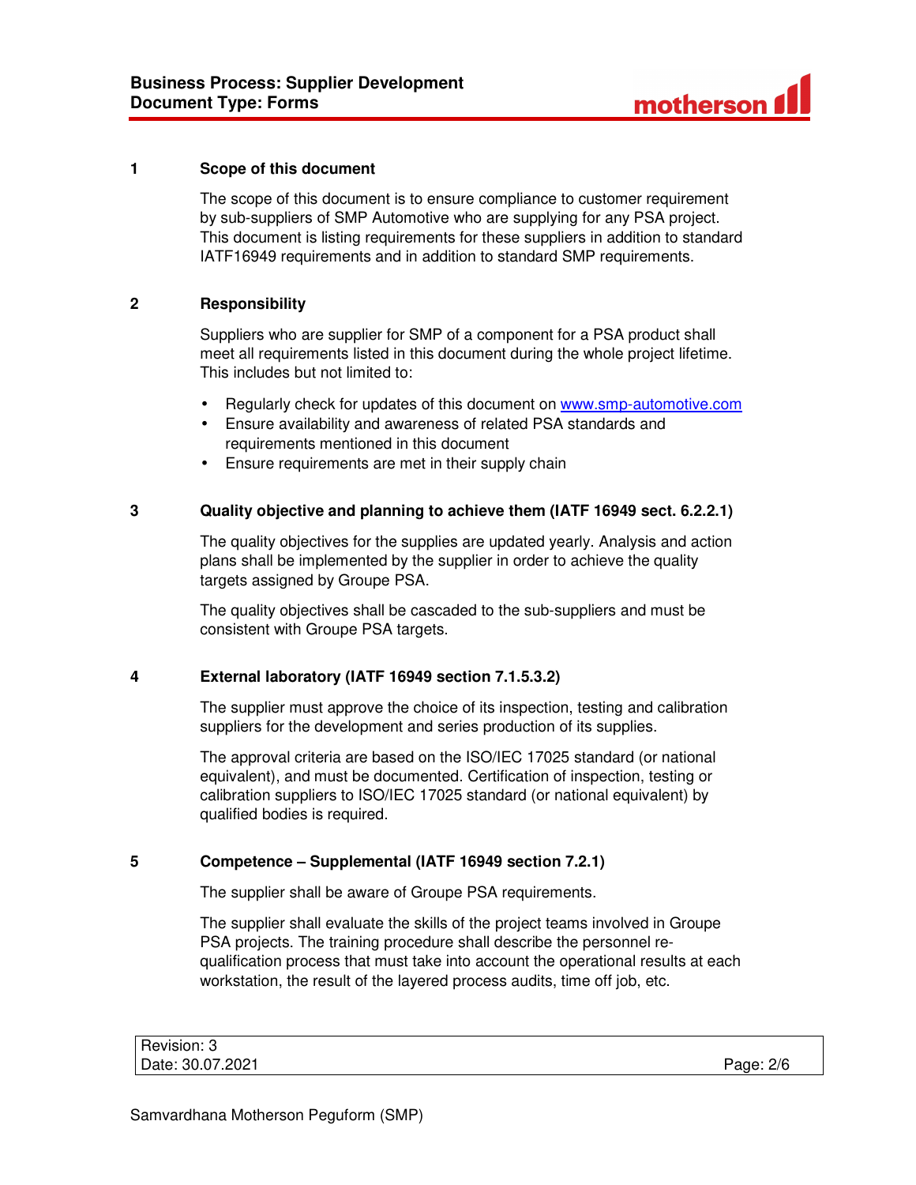## 1 Scope of this document

The scope of this document is to ensure compliance to customer requirement by sub-suppliers of SMP Automotive who are supplying for any PSA project. This document is listing requirements for these suppliers in addition to standard IATF16949 requirements and in addition to standard SMP requirements.

## 2 Responsibility

Suppliers who are supplier for SMP of a component for a PSA product shall meet all requirements listed in this document during the whole project lifetime. This includes but not limited to:

- Regularly check for updates of this document on www.smp-automotive.com
- Ensure availability and awareness of related PSA standards and requirements mentioned in this document
- Ensure requirements are met in their supply chain

## 3 Quality objective and planning to achieve them (IATF 16949 sect. 6.2.2.1)

The quality objectives for the supplies are updated yearly. Analysis and action plans shall be implemented by the supplier in order to achieve the quality targets assigned by Groupe PSA.

The quality objectives shall be cascaded to the sub-suppliers and must be consistent with Groupe PSA targets.

## 4 External laboratory (IATF 16949 section 7.1.5.3.2)

The supplier must approve the choice of its inspection, testing and calibration suppliers for the development and series production of its supplies.

The approval criteria are based on the ISO/IEC 17025 standard (or national equivalent), and must be documented. Certification of inspection, testing or calibration suppliers to ISO/IEC 17025 standard (or national equivalent) by qualified bodies is required.

## 5 Competence – Supplemental (IATF 16949 section 7.2.1)

The supplier shall be aware of Groupe PSA requirements.

The supplier shall evaluate the skills of the project teams involved in Groupe PSA projects. The training procedure shall describe the personnel re-qualification process that must take into account the operational results at each workstation, the result of the layered process audits, time off job, etc.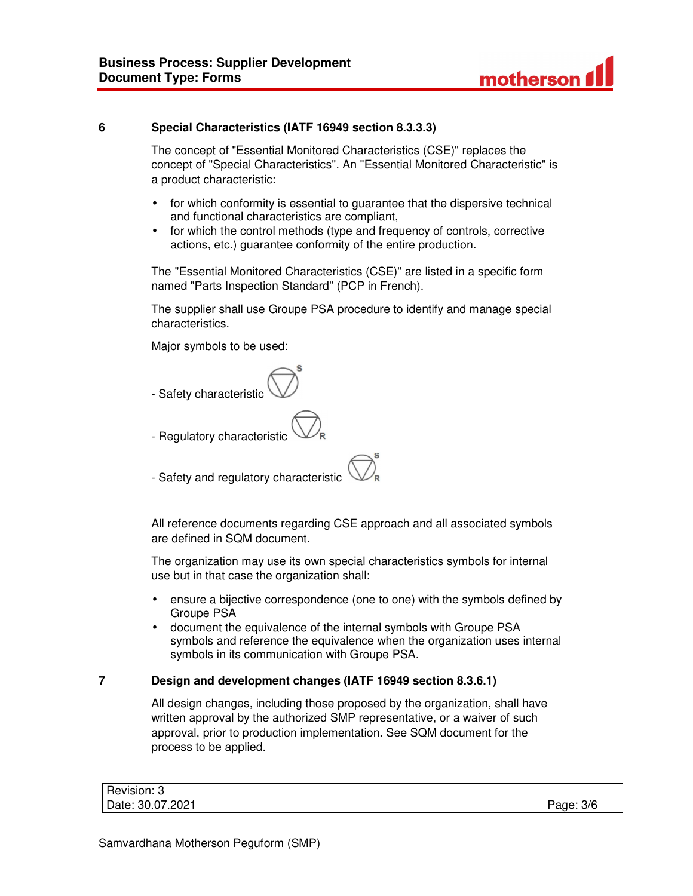## 6 Special Characteristics (IATF 16949 section 8.3.3.3)

The concept of "Essential Monitored Characteristics (CSE)" replaces the concept of "Special Characteristics". An "Essential Monitored Characteristic" is a product characteristic:

- for which conformity is essential to guarantee that the dispersive technical and functional characteristics are compliant,
- for which the control methods (type and frequency of controls, corrective actions, etc.) guarantee conformity of the entire production.

The "Essential Monitored Characteristics (CSE)" are listed in a specific form named "Parts Inspection Standard" (PCP in French).

The supplier shall use Groupe PSA procedure to identify and manage special characteristics.

Major symbols to be used:

- Safety characteristic

- Regulatory characteristic

- Safety and regulatory characteristic

All reference documents regarding CSE approach and all associated symbols are defined in SQM document.

The organization may use its own special characteristics symbols for internal use but in that case the organization shall:

- ensure a bijective correspondence (one to one) with the symbols defined by Groupe PSA
- document the equivalence of the internal symbols with Groupe PSA symbols and reference the equivalence when the organization uses internal symbols in its communication with Groupe PSA.

## 7 Design and development changes (IATF 16949 section 8.3.6.1)

All design changes, including those proposed by the organization, shall have written approval by the authorized SMP representative, or a waiver of such approval, prior to production implementation. See SQM document for the process to be applied.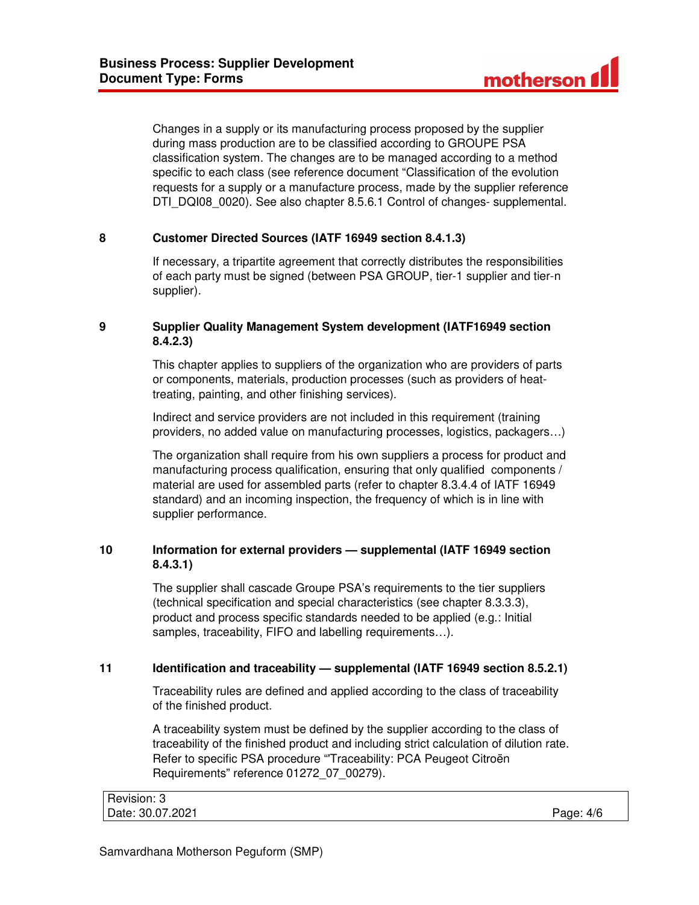Changes in a supply or its manufacturing process proposed by the supplier during mass production are to be classified according to GROUPE PSA classification system. The changes are to be managed according to a method specific to each class (see reference document "Classification of the evolution requests for a supply or a manufacture process, made by the supplier reference DTI_DQI08_0020). See also chapter 8.5.6.1 Control of changes- supplemental.

## 8 Customer Directed Sources (IATF 16949 section 8.4.1.3)

If necessary, a tripartite agreement that correctly distributes the responsibilities of each party must be signed (between PSA GROUP, tier-1 supplier and tier-n supplier).

## 9 Supplier Quality Management System development (IATF16949 section 8.4.2.3)

This chapter applies to suppliers of the organization who are providers of parts or components, materials, production processes (such as providers of heat-treating, painting, and other finishing services).

Indirect and service providers are not included in this requirement (training providers, no added value on manufacturing processes, logistics, packagers…)

The organization shall require from his own suppliers a process for product and manufacturing process qualification, ensuring that only qualified components / material are used for assembled parts (refer to chapter 8.3.4.4 of IATF 16949 standard) and an incoming inspection, the frequency of which is in line with supplier performance.

## 10 Information for external providers — supplemental (IATF 16949 section 8.4.3.1)

The supplier shall cascade Groupe PSA's requirements to the tier suppliers (technical specification and special characteristics (see chapter 8.3.3.3), product and process specific standards needed to be applied (e.g.: Initial samples, traceability, FIFO and labelling requirements…).

## 11 Identification and traceability — supplemental (IATF 16949 section 8.5.2.1)

Traceability rules are defined and applied according to the class of traceability of the finished product.

A traceability system must be defined by the supplier according to the class of traceability of the finished product and including strict calculation of dilution rate. Refer to specific PSA procedure "'Traceability: PCA Peugeot Citroën Requirements" reference 01272_07_00279).

| | |
|---|---|
| Revision: 3 | |
| Date: 30.07.2021 | |

Samvardhana Motherson Peguform (SMP)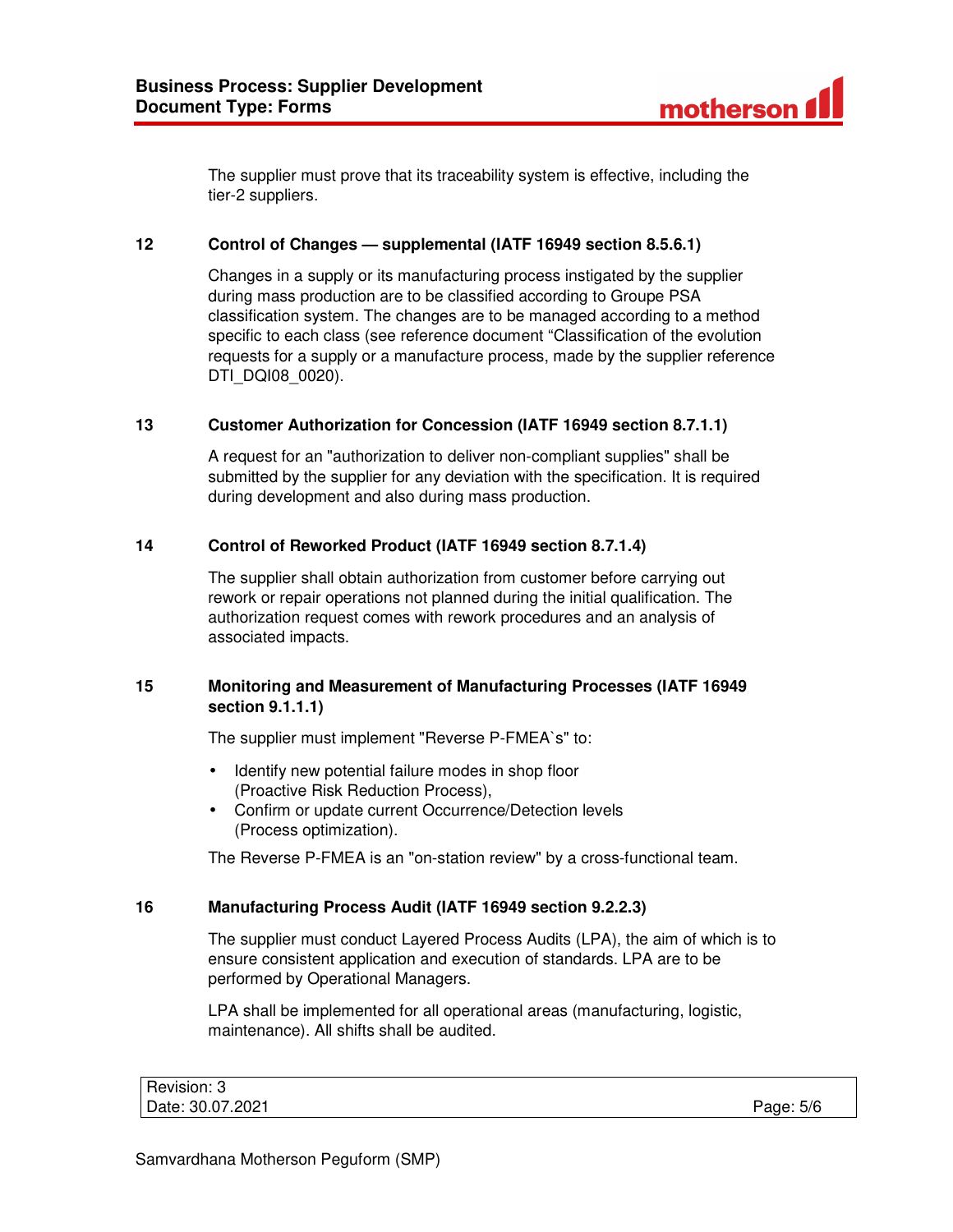The supplier must prove that its traceability system is effective, including the tier-2 suppliers.

## 12 Control of Changes — supplemental (IATF 16949 section 8.5.6.1)

Changes in a supply or its manufacturing process instigated by the supplier during mass production are to be classified according to Groupe PSA classification system. The changes are to be managed according to a method specific to each class (see reference document “Classification of the evolution requests for a supply or a manufacture process, made by the supplier reference DTI_DQI08_0020).

## 13 Customer Authorization for Concession (IATF 16949 section 8.7.1.1)

A request for an "authorization to deliver non-compliant supplies" shall be submitted by the supplier for any deviation with the specification. It is required during development and also during mass production.

## 14 Control of Reworked Product (IATF 16949 section 8.7.1.4)

The supplier shall obtain authorization from customer before carrying out rework or repair operations not planned during the initial qualification. The authorization request comes with rework procedures and an analysis of associated impacts.

## 15 Monitoring and Measurement of Manufacturing Processes (IATF 16949 section 9.1.1.1)

The supplier must implement "Reverse P-FMEA`s" to:

- Identify new potential failure modes in shop floor (Proactive Risk Reduction Process),
- Confirm or update current Occurrence/Detection levels (Process optimization).

The Reverse P-FMEA is an "on-station review" by a cross-functional team.

## 16 Manufacturing Process Audit (IATF 16949 section 9.2.2.3)

The supplier must conduct Layered Process Audits (LPA), the aim of which is to ensure consistent application and execution of standards. LPA are to be performed by Operational Managers.

LPA shall be implemented for all operational areas (manufacturing, logistic, maintenance). All shifts shall be audited.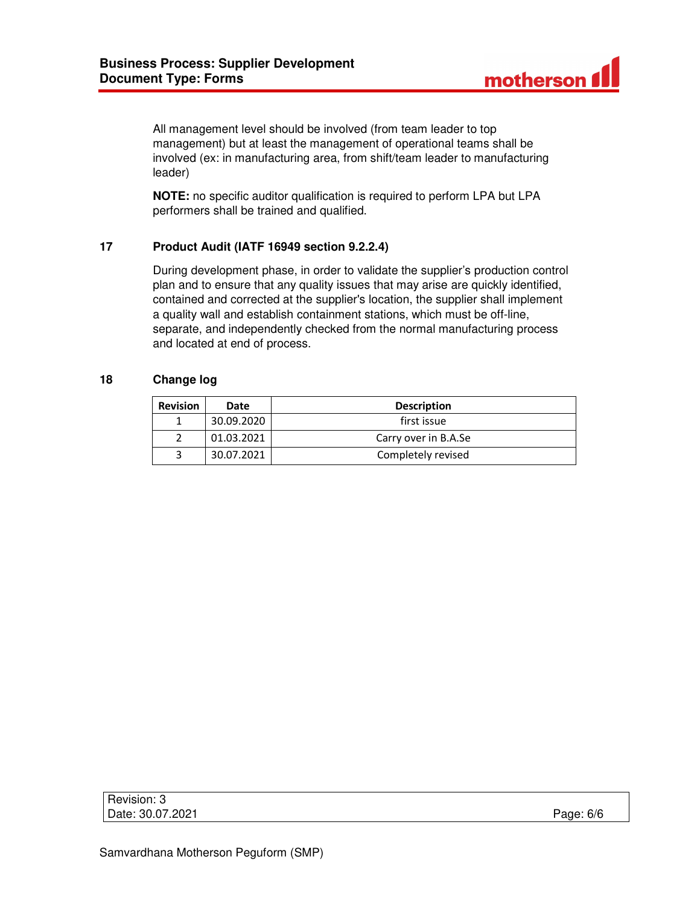All management level should be involved (from team leader to top management) but at least the management of operational teams shall be involved (ex: in manufacturing area, from shift/team leader to manufacturing leader)

**NOTE:** no specific auditor qualification is required to perform LPA but LPA performers shall be trained and qualified.

## 17 Product Audit (IATF 16949 section 9.2.2.4)

During development phase, in order to validate the supplier's production control plan and to ensure that any quality issues that may arise are quickly identified, contained and corrected at the supplier's location, the supplier shall implement a quality wall and establish containment stations, which must be off-line, separate, and independently checked from the normal manufacturing process and located at end of process.

## 18 Change log

| Revision | Date | Description |
|---|---|---|
| 1 | 30.09.2020 | first issue |
| 2 | 01.03.2021 | Carry over in B.A.Se |
| 3 | 30.07.2021 | Completely revised |